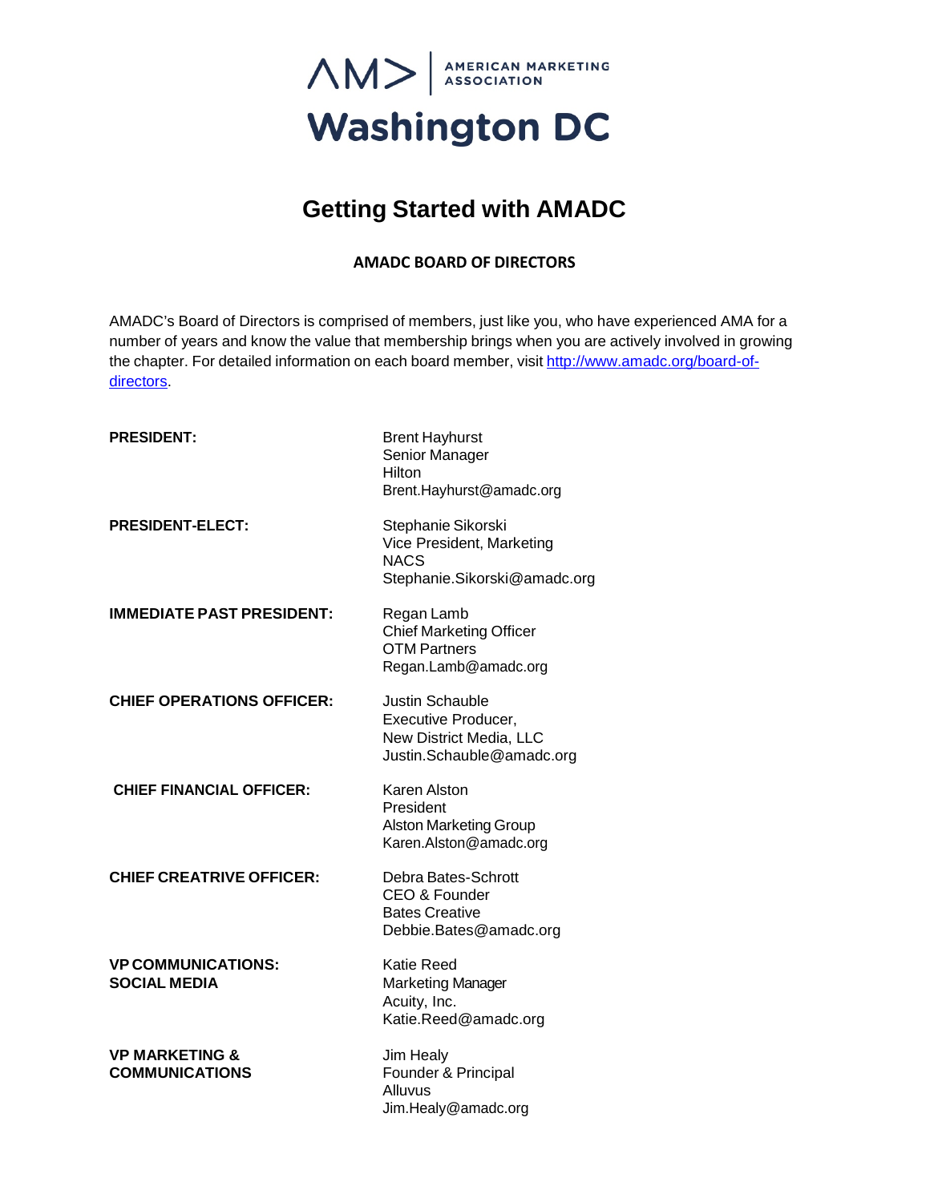AMA | AMERICAN MARKETING ASSOCIATION

# Washington DC

## Getting Started with AMADC

### AMADC BOARD OF DIRECTORS

AMADC's Board of Directors is comprised of members, just like you, who have experienced AMA for a number of years and know the value that membership brings when you are actively involved in growing the chapter. For detailed information on each board member, visit [http://www.amadc.org/board-of-directors](http://www.amadc.org/board-of-directors).

**PRESIDENT:**
Brent Hayhurst
Senior Manager
Hilton
Brent.Hayhurst@amadc.org

**PRESIDENT-ELECT:**
Stephanie Sikorski
Vice President, Marketing
NACS
Stephanie.Sikorski@amadc.org

**IMMEDIATE PAST PRESIDENT:**
Regan Lamb
Chief Marketing Officer
OTM Partners
Regan.Lamb@amadc.org

**CHIEF OPERATIONS OFFICER:**
Justin Schauble
Executive Producer,
New District Media, LLC
Justin.Schauble@amadc.org

**CHIEF FINANCIAL OFFICER:**
Karen Alston
President
Alston Marketing Group
Karen.Alston@amadc.org

**CHIEF CREATRIVE OFFICER:**
Debra Bates-Schrott
CEO & Founder
Bates Creative
Debbie.Bates@amadc.org

**VP COMMUNICATIONS: SOCIAL MEDIA**
Katie Reed
Marketing Manager
Acuity, Inc.
Katie.Reed@amadc.org

**VP MARKETING & COMMUNICATIONS**
Jim Healy
Founder & Principal
Alluvus
Jim.Healy@amadc.org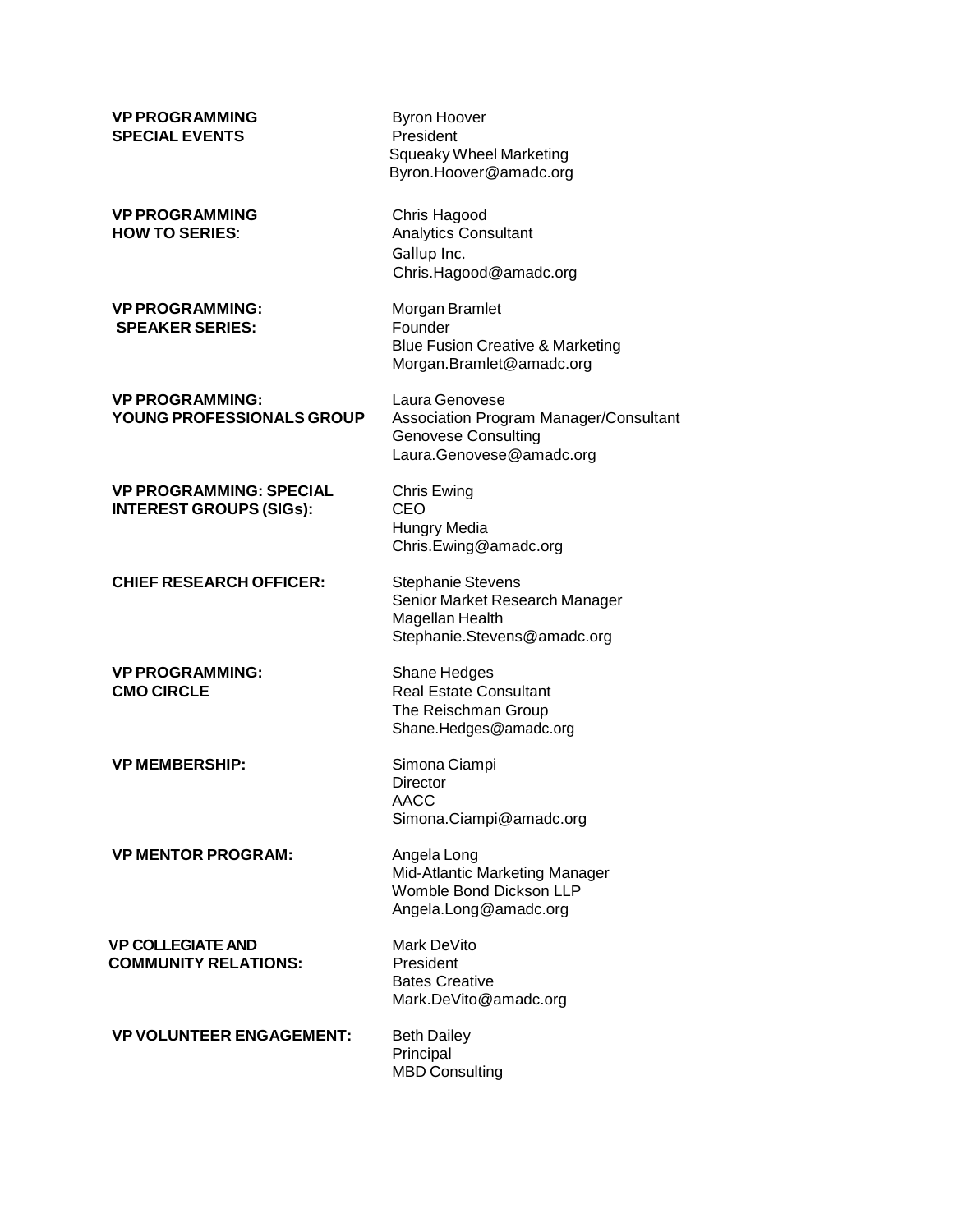**VP PROGRAMMING SPECIAL EVENTS**
Byron Hoover
President
Squeaky Wheel Marketing
Byron.Hoover@amadc.org

**VP PROGRAMMING HOW TO SERIES**:
Chris Hagood
Analytics Consultant
Gallup Inc.
Chris.Hagood@amadc.org

**VP PROGRAMMING: SPEAKER SERIES:**
Morgan Bramlet
Founder
Blue Fusion Creative & Marketing
Morgan.Bramlet@amadc.org

**VP PROGRAMMING: YOUNG PROFESSIONALS GROUP**
Laura Genovese
Association Program Manager/Consultant
Genovese Consulting
Laura.Genovese@amadc.org

**VP PROGRAMMING: SPECIAL INTEREST GROUPS (SIGs):**
Chris Ewing
CEO
Hungry Media
Chris.Ewing@amadc.org

**CHIEF RESEARCH OFFICER:**
Stephanie Stevens
Senior Market Research Manager
Magellan Health
Stephanie.Stevens@amadc.org

**VP PROGRAMMING: CMO CIRCLE**
Shane Hedges
Real Estate Consultant
The Reischman Group
Shane.Hedges@amadc.org

**VP MEMBERSHIP:**
Simona Ciampi
Director
AACC
Simona.Ciampi@amadc.org

**VP MENTOR PROGRAM:**
Angela Long
Mid-Atlantic Marketing Manager
Womble Bond Dickson LLP
Angela.Long@amadc.org

**VP COLLEGIATE AND COMMUNITY RELATIONS:**
Mark DeVito
President
Bates Creative
Mark.DeVito@amadc.org

**VP VOLUNTEER ENGAGEMENT:**
Beth Dailey
Principal
MBD Consulting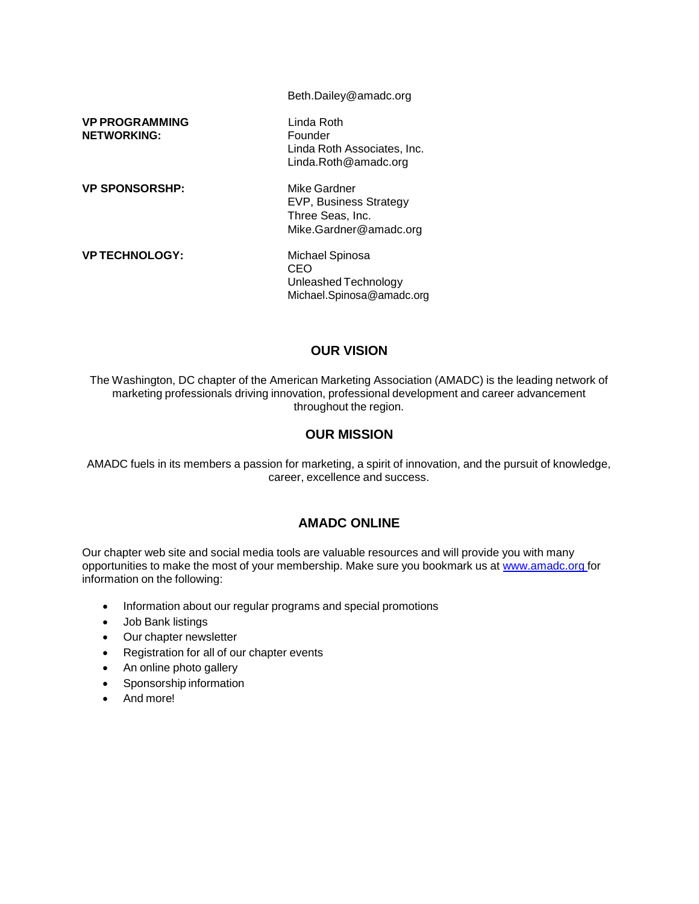Beth.Dailey@amadc.org

| | |
|---|---|
| **VP PROGRAMMING NETWORKING:** | Linda Roth<br>Founder<br>Linda Roth Associates, Inc.<br>Linda.Roth@amadc.org |
| **VP SPONSORSHP:** | Mike Gardner<br>EVP, Business Strategy<br>Three Seas, Inc.<br>Mike.Gardner@amadc.org |
| **VP TECHNOLOGY:** | Michael Spinosa<br>CEO<br>Unleashed Technology<br>Michael.Spinosa@amadc.org |

## OUR VISION

The Washington, DC chapter of the American Marketing Association (AMADC) is the leading network of marketing professionals driving innovation, professional development and career advancement throughout the region.

## OUR MISSION

AMADC fuels in its members a passion for marketing, a spirit of innovation, and the pursuit of knowledge, career, excellence and success.

## AMADC ONLINE

Our chapter web site and social media tools are valuable resources and will provide you with many opportunities to make the most of your membership. Make sure you bookmark us at [www.amadc.org](http://www.amadc.org) for information on the following:

- Information about our regular programs and special promotions
- Job Bank listings
- Our chapter newsletter
- Registration for all of our chapter events
- An online photo gallery
- Sponsorship information
- And more!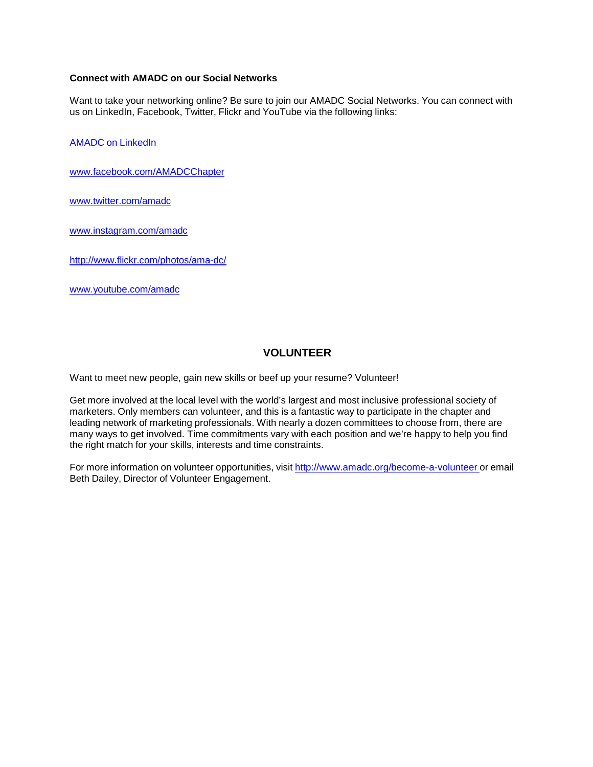**Connect with AMADC on our Social Networks**

Want to take your networking online? Be sure to join our AMADC Social Networks. You can connect with us on LinkedIn, Facebook, Twitter, Flickr and YouTube via the following links:

AMADC on LinkedIn

www.facebook.com/AMADCChapter

www.twitter.com/amadc

www.instagram.com/amadc

http://www.flickr.com/photos/ama-dc/

www.youtube.com/amadc

## VOLUNTEER

Want to meet new people, gain new skills or beef up your resume? Volunteer!

Get more involved at the local level with the world's largest and most inclusive professional society of marketers. Only members can volunteer, and this is a fantastic way to participate in the chapter and leading network of marketing professionals. With nearly a dozen committees to choose from, there are many ways to get involved. Time commitments vary with each position and we're happy to help you find the right match for your skills, interests and time constraints.

For more information on volunteer opportunities, visit http://www.amadc.org/become-a-volunteer or email Beth Dailey, Director of Volunteer Engagement.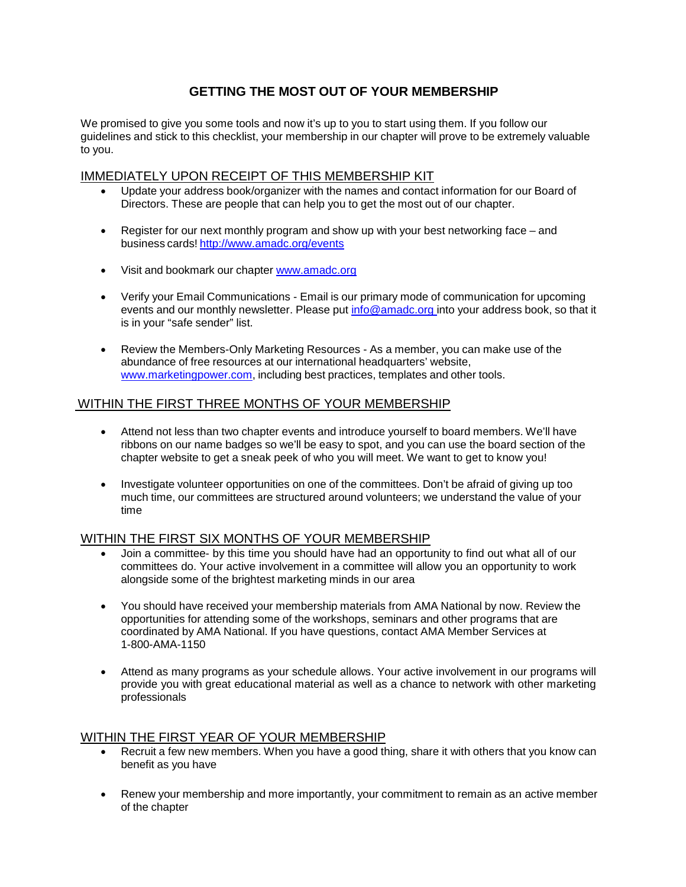# GETTING THE MOST OUT OF YOUR MEMBERSHIP

We promised to give you some tools and now it's up to you to start using them. If you follow our guidelines and stick to this checklist, your membership in our chapter will prove to be extremely valuable to you.

## IMMEDIATELY UPON RECEIPT OF THIS MEMBERSHIP KIT

- Update your address book/organizer with the names and contact information for our Board of Directors. These are people that can help you to get the most out of our chapter.
- Register for our next monthly program and show up with your best networking face – and business cards! http://www.amadc.org/events
- Visit and bookmark our chapter www.amadc.org
- Verify your Email Communications - Email is our primary mode of communication for upcoming events and our monthly newsletter. Please put info@amadc.org into your address book, so that it is in your "safe sender" list.
- Review the Members-Only Marketing Resources - As a member, you can make use of the abundance of free resources at our international headquarters' website, www.marketingpower.com, including best practices, templates and other tools.

## WITHIN THE FIRST THREE MONTHS OF YOUR MEMBERSHIP

- Attend not less than two chapter events and introduce yourself to board members. We'll have ribbons on our name badges so we'll be easy to spot, and you can use the board section of the chapter website to get a sneak peek of who you will meet. We want to get to know you!
- Investigate volunteer opportunities on one of the committees. Don't be afraid of giving up too much time, our committees are structured around volunteers; we understand the value of your time

## WITHIN THE FIRST SIX MONTHS OF YOUR MEMBERSHIP

- Join a committee- by this time you should have had an opportunity to find out what all of our committees do. Your active involvement in a committee will allow you an opportunity to work alongside some of the brightest marketing minds in our area
- You should have received your membership materials from AMA National by now. Review the opportunities for attending some of the workshops, seminars and other programs that are coordinated by AMA National. If you have questions, contact AMA Member Services at 1-800-AMA-1150
- Attend as many programs as your schedule allows. Your active involvement in our programs will provide you with great educational material as well as a chance to network with other marketing professionals

## WITHIN THE FIRST YEAR OF YOUR MEMBERSHIP

- Recruit a few new members. When you have a good thing, share it with others that you know can benefit as you have
- Renew your membership and more importantly, your commitment to remain as an active member of the chapter